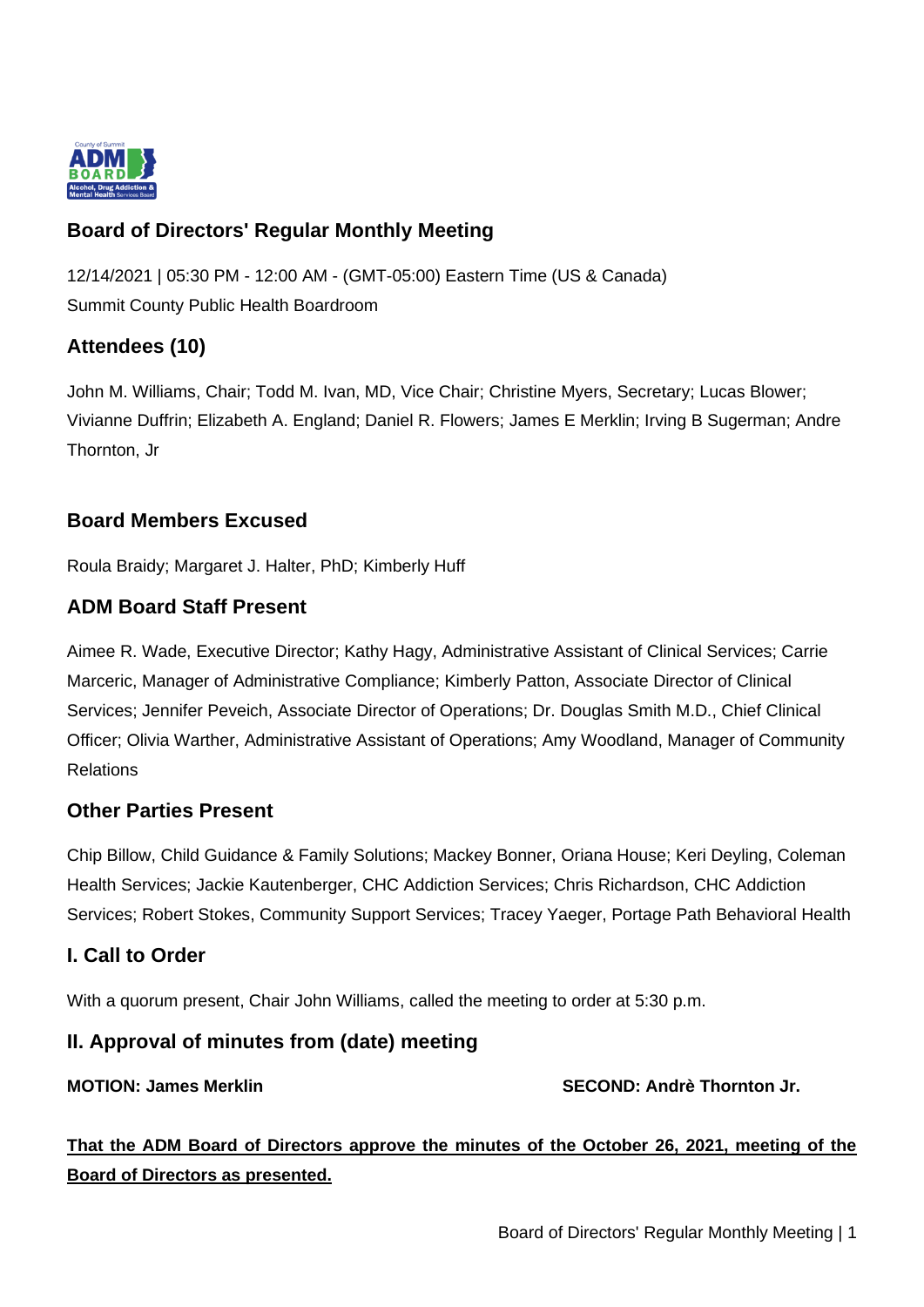## Board of Directors' Regular Monthly Meeting

12/14/2021 | 05:30 PM - 12:00 AM - (GMT-05:00) Eastern Time (US & Canada)
Summit County Public Health Boardroom

### Attendees (10)

John M. Williams, Chair; Todd M. Ivan, MD, Vice Chair; Christine Myers, Secretary; Lucas Blower; Vivianne Duffrin; Elizabeth A. England; Daniel R. Flowers; James E Merklin; Irving B Sugerman; Andre Thornton, Jr

### Board Members Excused

Roula Braidy; Margaret J. Halter, PhD; Kimberly Huff

### ADM Board Staff Present

Aimee R. Wade, Executive Director; Kathy Hagy, Administrative Assistant of Clinical Services; Carrie Marceric, Manager of Administrative Compliance; Kimberly Patton, Associate Director of Clinical Services; Jennifer Peveich, Associate Director of Operations; Dr. Douglas Smith M.D., Chief Clinical Officer; Olivia Warther, Administrative Assistant of Operations; Amy Woodland, Manager of Community Relations

### Other Parties Present

Chip Billow, Child Guidance & Family Solutions; Mackey Bonner, Oriana House; Keri Deyling, Coleman Health Services; Jackie Kautenberger, CHC Addiction Services; Chris Richardson, CHC Addiction Services; Robert Stokes, Community Support Services; Tracey Yaeger, Portage Path Behavioral Health

### I. Call to Order

With a quorum present, Chair John Williams, called the meeting to order at 5:30 p.m.

### II. Approval of minutes from (date) meeting

**MOTION: James Merklin** **SECOND: Andrè Thornton Jr.**

**That the ADM Board of Directors approve the minutes of the October 26, 2021, meeting of the Board of Directors as presented.**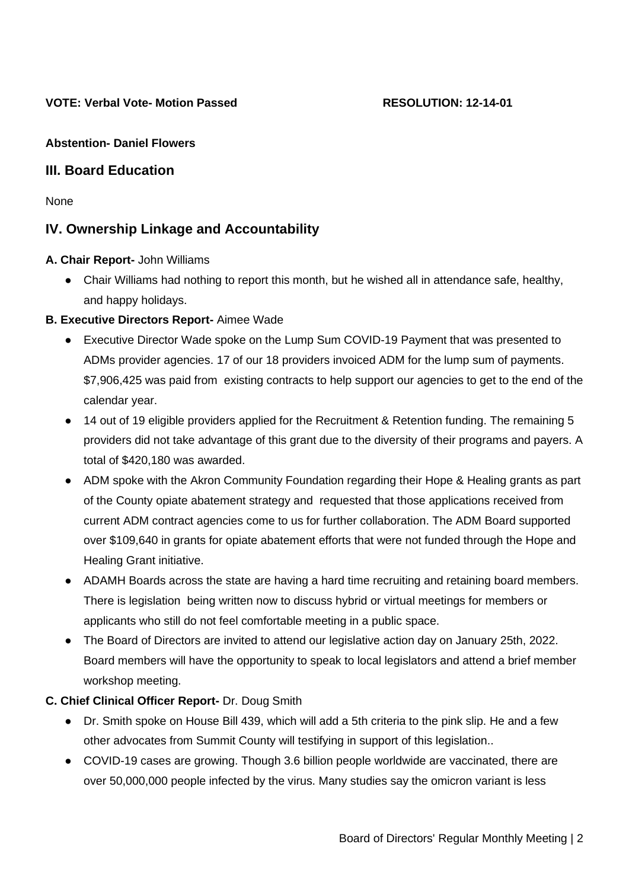**VOTE: Verbal Vote- Motion Passed** **RESOLUTION: 12-14-01**

**Abstention- Daniel Flowers**

## III. Board Education

None

## IV. Ownership Linkage and Accountability

**A. Chair Report-** John Williams

- Chair Williams had nothing to report this month, but he wished all in attendance safe, healthy, and happy holidays.

**B. Executive Directors Report-** Aimee Wade

- Executive Director Wade spoke on the Lump Sum COVID-19 Payment that was presented to ADMs provider agencies. 17 of our 18 providers invoiced ADM for the lump sum of payments. $7,906,425 was paid from existing contracts to help support our agencies to get to the end of the calendar year.
- 14 out of 19 eligible providers applied for the Recruitment & Retention funding. The remaining 5 providers did not take advantage of this grant due to the diversity of their programs and payers. A total of $420,180 was awarded.
- ADM spoke with the Akron Community Foundation regarding their Hope & Healing grants as part of the County opiate abatement strategy and requested that those applications received from current ADM contract agencies come to us for further collaboration. The ADM Board supported over $109,640 in grants for opiate abatement efforts that were not funded through the Hope and Healing Grant initiative.
- ADAMH Boards across the state are having a hard time recruiting and retaining board members. There is legislation being written now to discuss hybrid or virtual meetings for members or applicants who still do not feel comfortable meeting in a public space.
- The Board of Directors are invited to attend our legislative action day on January 25th, 2022. Board members will have the opportunity to speak to local legislators and attend a brief member workshop meeting.

**C. Chief Clinical Officer Report-** Dr. Doug Smith

- Dr. Smith spoke on House Bill 439, which will add a 5th criteria to the pink slip. He and a few other advocates from Summit County will testifying in support of this legislation..
- COVID-19 cases are growing. Though 3.6 billion people worldwide are vaccinated, there are over 50,000,000 people infected by the virus. Many studies say the omicron variant is less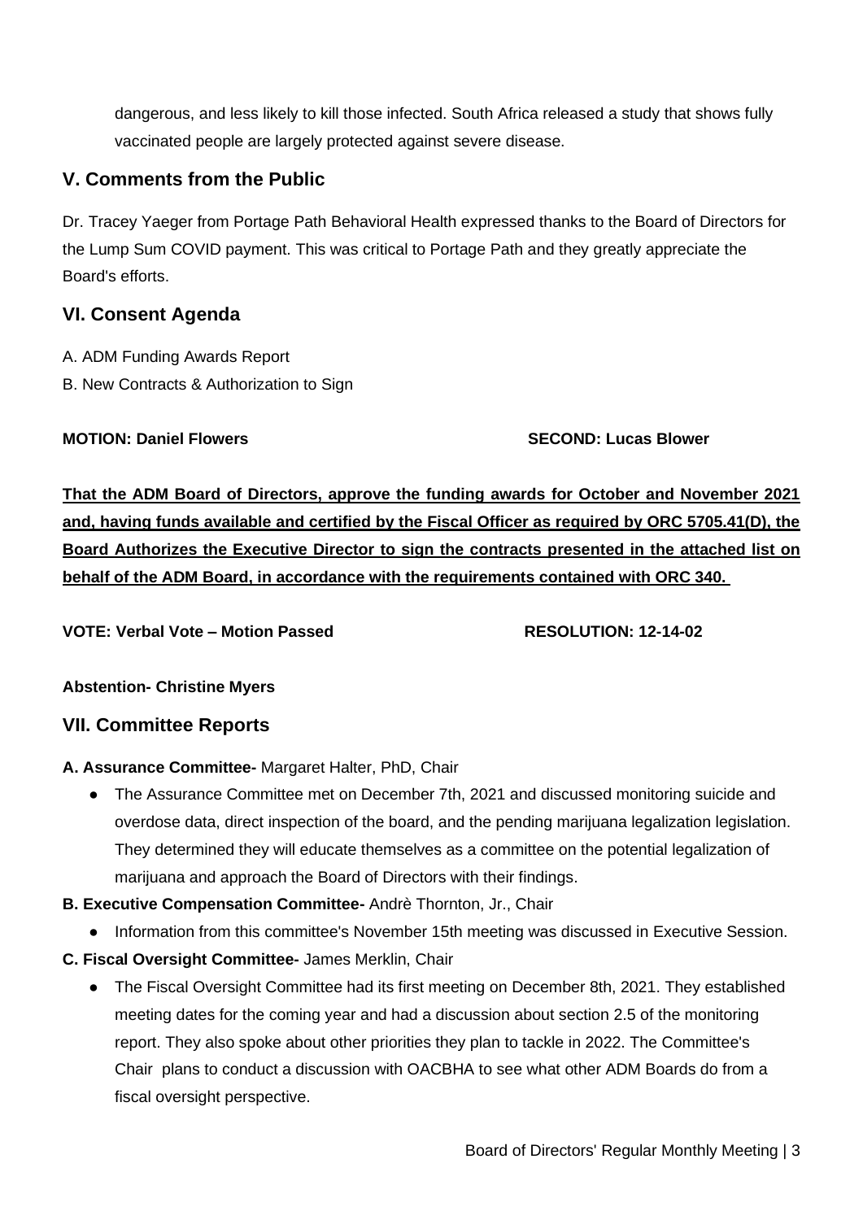dangerous, and less likely to kill those infected. South Africa released a study that shows fully vaccinated people are largely protected against severe disease.

## V. Comments from the Public

Dr. Tracey Yaeger from Portage Path Behavioral Health expressed thanks to the Board of Directors for the Lump Sum COVID payment. This was critical to Portage Path and they greatly appreciate the Board's efforts.

## VI. Consent Agenda

A. ADM Funding Awards Report

B. New Contracts & Authorization to Sign

**MOTION: Daniel Flowers** **SECOND: Lucas Blower**

**That the ADM Board of Directors, approve the funding awards for October and November 2021 and, having funds available and certified by the Fiscal Officer as required by ORC 5705.41(D), the Board Authorizes the Executive Director to sign the contracts presented in the attached list on behalf of the ADM Board, in accordance with the requirements contained with ORC 340.**

**VOTE: Verbal Vote – Motion Passed** **RESOLUTION: 12-14-02**

**Abstention- Christine Myers**

## VII. Committee Reports

**A. Assurance Committee-** Margaret Halter, PhD, Chair

- The Assurance Committee met on December 7th, 2021 and discussed monitoring suicide and overdose data, direct inspection of the board, and the pending marijuana legalization legislation. They determined they will educate themselves as a committee on the potential legalization of marijuana and approach the Board of Directors with their findings.

**B. Executive Compensation Committee-** Andrè Thornton, Jr., Chair

- Information from this committee's November 15th meeting was discussed in Executive Session.

**C. Fiscal Oversight Committee-** James Merklin, Chair

- The Fiscal Oversight Committee had its first meeting on December 8th, 2021. They established meeting dates for the coming year and had a discussion about section 2.5 of the monitoring report. They also spoke about other priorities they plan to tackle in 2022. The Committee's Chair plans to conduct a discussion with OACBHA to see what other ADM Boards do from a fiscal oversight perspective.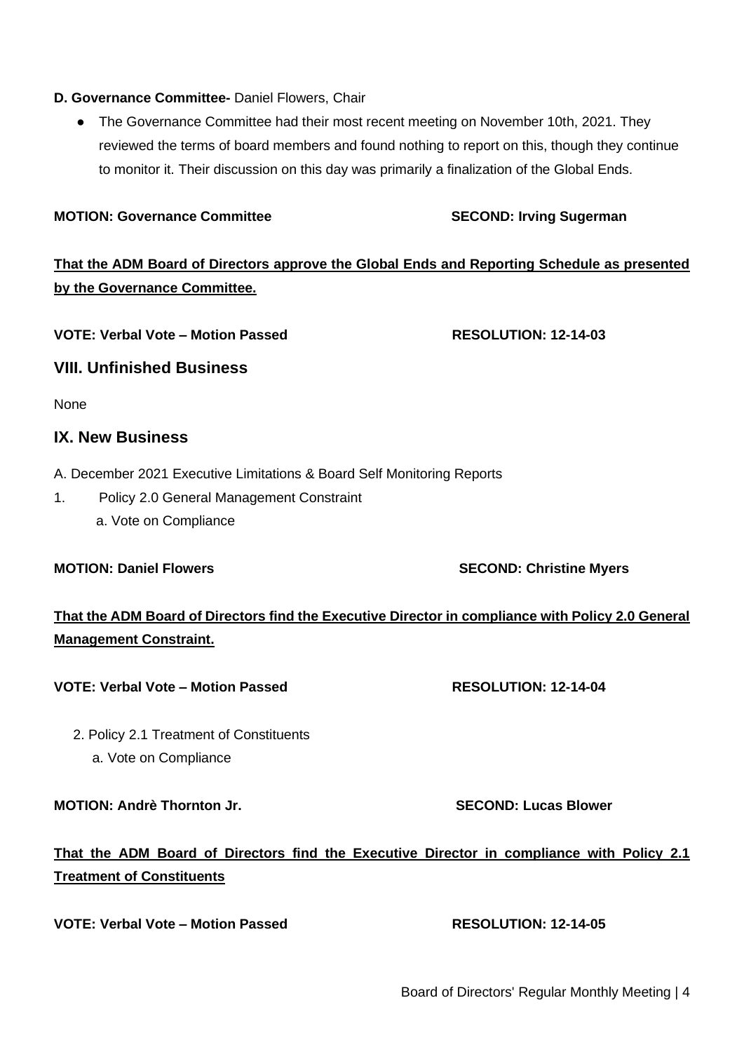**D. Governance Committee-** Daniel Flowers, Chair

- The Governance Committee had their most recent meeting on November 10th, 2021. They reviewed the terms of board members and found nothing to report on this, though they continue to monitor it. Their discussion on this day was primarily a finalization of the Global Ends.

**MOTION: Governance Committee** **SECOND: Irving Sugerman**

**That the ADM Board of Directors approve the Global Ends and Reporting Schedule as presented by the Governance Committee.**

**VOTE: Verbal Vote – Motion Passed** **RESOLUTION: 12-14-03**

## VIII. Unfinished Business

None

## IX. New Business

A. December 2021 Executive Limitations & Board Self Monitoring Reports

1. Policy 2.0 General Management Constraint
   a. Vote on Compliance

**MOTION: Daniel Flowers** **SECOND: Christine Myers**

**That the ADM Board of Directors find the Executive Director in compliance with Policy 2.0 General Management Constraint.**

**VOTE: Verbal Vote – Motion Passed** **RESOLUTION: 12-14-04**

2. Policy 2.1 Treatment of Constituents
   a. Vote on Compliance

**MOTION: Andrè Thornton Jr.** **SECOND: Lucas Blower**

**That the ADM Board of Directors find the Executive Director in compliance with Policy 2.1 Treatment of Constituents**

**VOTE: Verbal Vote – Motion Passed** **RESOLUTION: 12-14-05**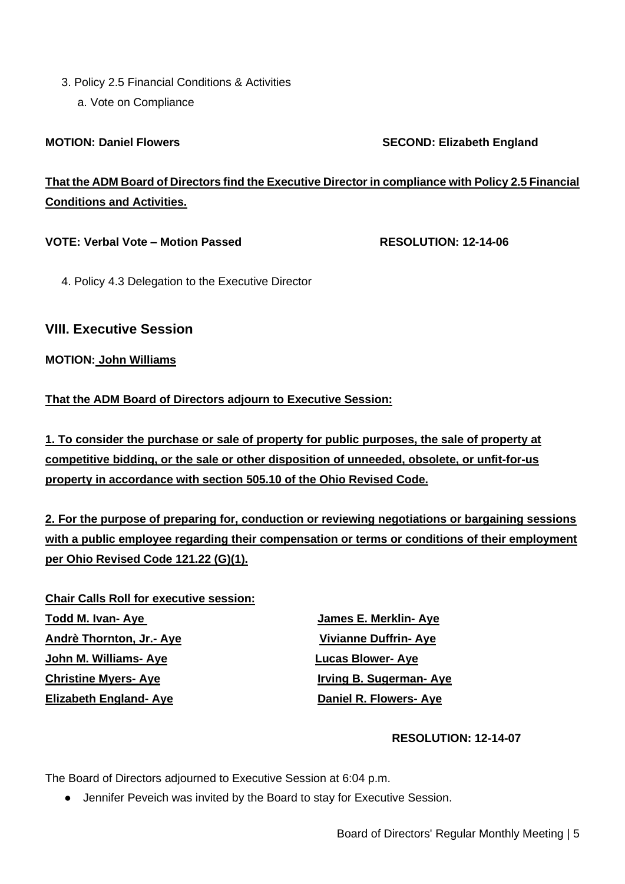3. Policy 2.5 Financial Conditions & Activities
    a. Vote on Compliance

**MOTION: Daniel Flowers** **SECOND: Elizabeth England**

**That the ADM Board of Directors find the Executive Director in compliance with Policy 2.5 Financial Conditions and Activities.**

**VOTE: Verbal Vote – Motion Passed** **RESOLUTION: 12-14-06**

4. Policy 4.3 Delegation to the Executive Director

## VIII. Executive Session

**MOTION: John Williams**

**That the ADM Board of Directors adjourn to Executive Session:**

**1. To consider the purchase or sale of property for public purposes, the sale of property at competitive bidding, or the sale or other disposition of unneeded, obsolete, or unfit-for-us property in accordance with section 505.10 of the Ohio Revised Code.**

**2. For the purpose of preparing for, conduction or reviewing negotiations or bargaining sessions with a public employee regarding their compensation or terms or conditions of their employment per Ohio Revised Code 121.22 (G)(1).**

**Chair Calls Roll for executive session:**

**Todd M. Ivan- Aye**
**Andrè Thornton, Jr.- Aye**
**John M. Williams- Aye**
**Christine Myers- Aye**
**Elizabeth England- Aye**
**James E. Merklin- Aye**
**Vivianne Duffrin- Aye**
**Lucas Blower- Aye**
**Irving B. Sugerman- Aye**
**Daniel R. Flowers- Aye**

**RESOLUTION: 12-14-07**

The Board of Directors adjourned to Executive Session at 6:04 p.m.

- Jennifer Peveich was invited by the Board to stay for Executive Session.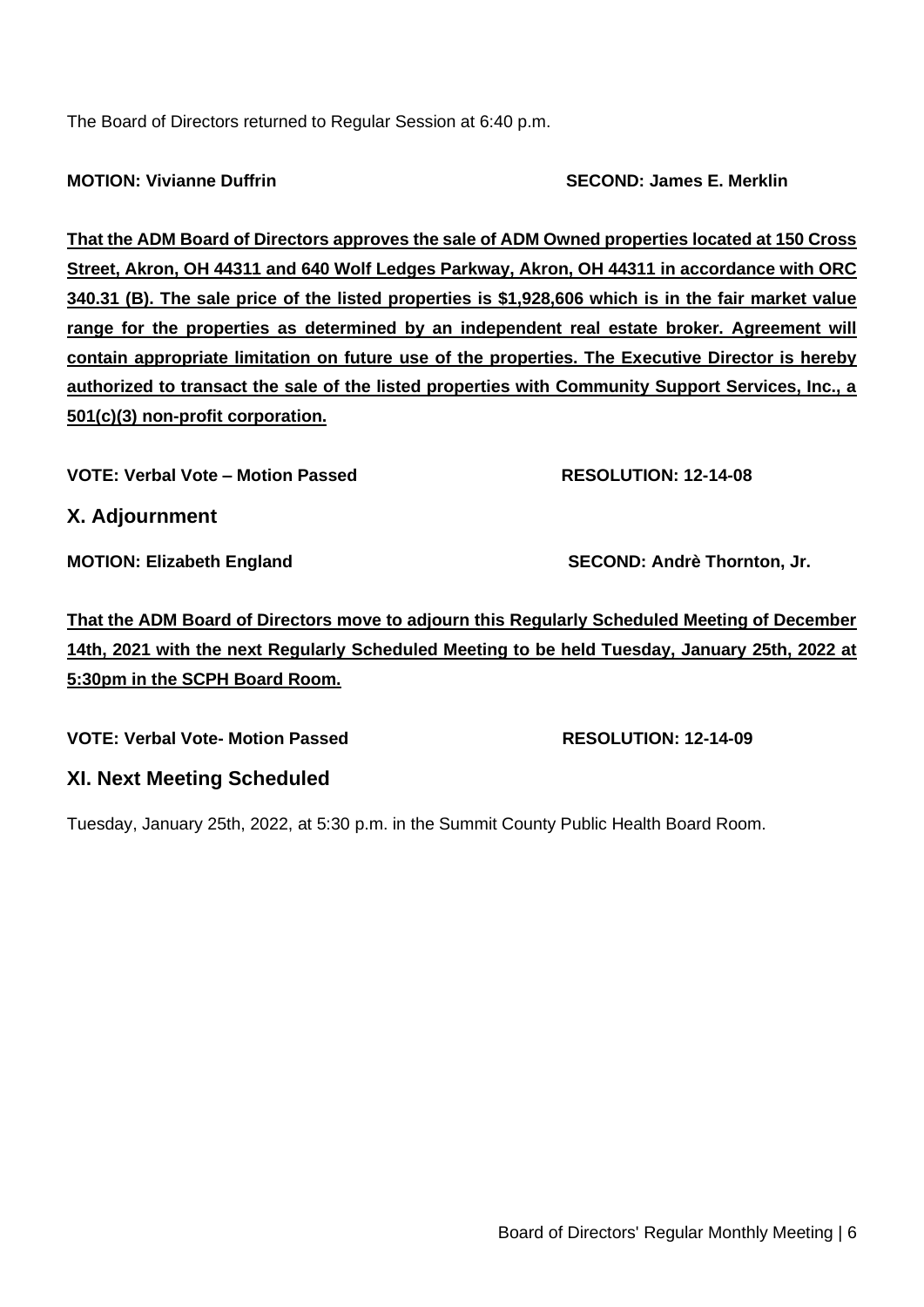The Board of Directors returned to Regular Session at 6:40 p.m.

**MOTION: Vivianne Duffrin** **SECOND: James E. Merklin**

**That the ADM Board of Directors approves the sale of ADM Owned properties located at 150 Cross Street, Akron, OH 44311 and 640 Wolf Ledges Parkway, Akron, OH 44311 in accordance with ORC 340.31 (B). The sale price of the listed properties is $1,928,606 which is in the fair market value range for the properties as determined by an independent real estate broker. Agreement will contain appropriate limitation on future use of the properties. The Executive Director is hereby authorized to transact the sale of the listed properties with Community Support Services, Inc., a 501(c)(3) non-profit corporation.**

**VOTE: Verbal Vote – Motion Passed** **RESOLUTION: 12-14-08**

## X. Adjournment

**MOTION: Elizabeth England** **SECOND: Andrè Thornton, Jr.**

**That the ADM Board of Directors move to adjourn this Regularly Scheduled Meeting of December 14th, 2021 with the next Regularly Scheduled Meeting to be held Tuesday, January 25th, 2022 at 5:30pm in the SCPH Board Room.**

**VOTE: Verbal Vote- Motion Passed** **RESOLUTION: 12-14-09**

## XI. Next Meeting Scheduled

Tuesday, January 25th, 2022, at 5:30 p.m. in the Summit County Public Health Board Room.